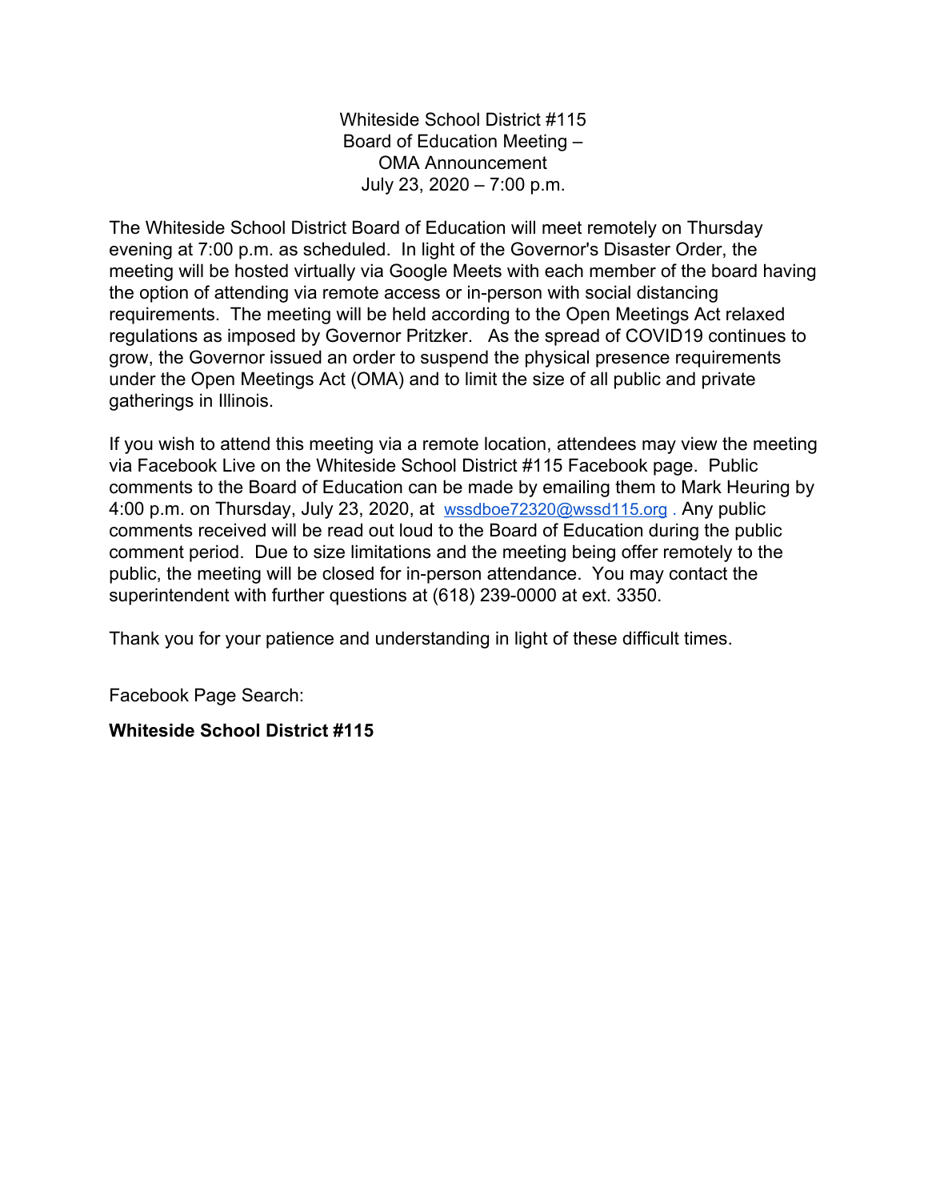Whiteside School District #115
Board of Education Meeting –
OMA Announcement
July 23, 2020 – 7:00 p.m.

The Whiteside School District Board of Education will meet remotely on Thursday evening at 7:00 p.m. as scheduled. In light of the Governor's Disaster Order, the meeting will be hosted virtually via Google Meets with each member of the board having the option of attending via remote access or in-person with social distancing requirements. The meeting will be held according to the Open Meetings Act relaxed regulations as imposed by Governor Pritzker. As the spread of COVID19 continues to grow, the Governor issued an order to suspend the physical presence requirements under the Open Meetings Act (OMA) and to limit the size of all public and private gatherings in Illinois.

If you wish to attend this meeting via a remote location, attendees may view the meeting via Facebook Live on the Whiteside School District #115 Facebook page. Public comments to the Board of Education can be made by emailing them to Mark Heuring by 4:00 p.m. on Thursday, July 23, 2020, at wssdboe72320@wssd115.org . Any public comments received will be read out loud to the Board of Education during the public comment period. Due to size limitations and the meeting being offer remotely to the public, the meeting will be closed for in-person attendance. You may contact the superintendent with further questions at (618) 239-0000 at ext. 3350.

Thank you for your patience and understanding in light of these difficult times.

Facebook Page Search:

**Whiteside School District #115**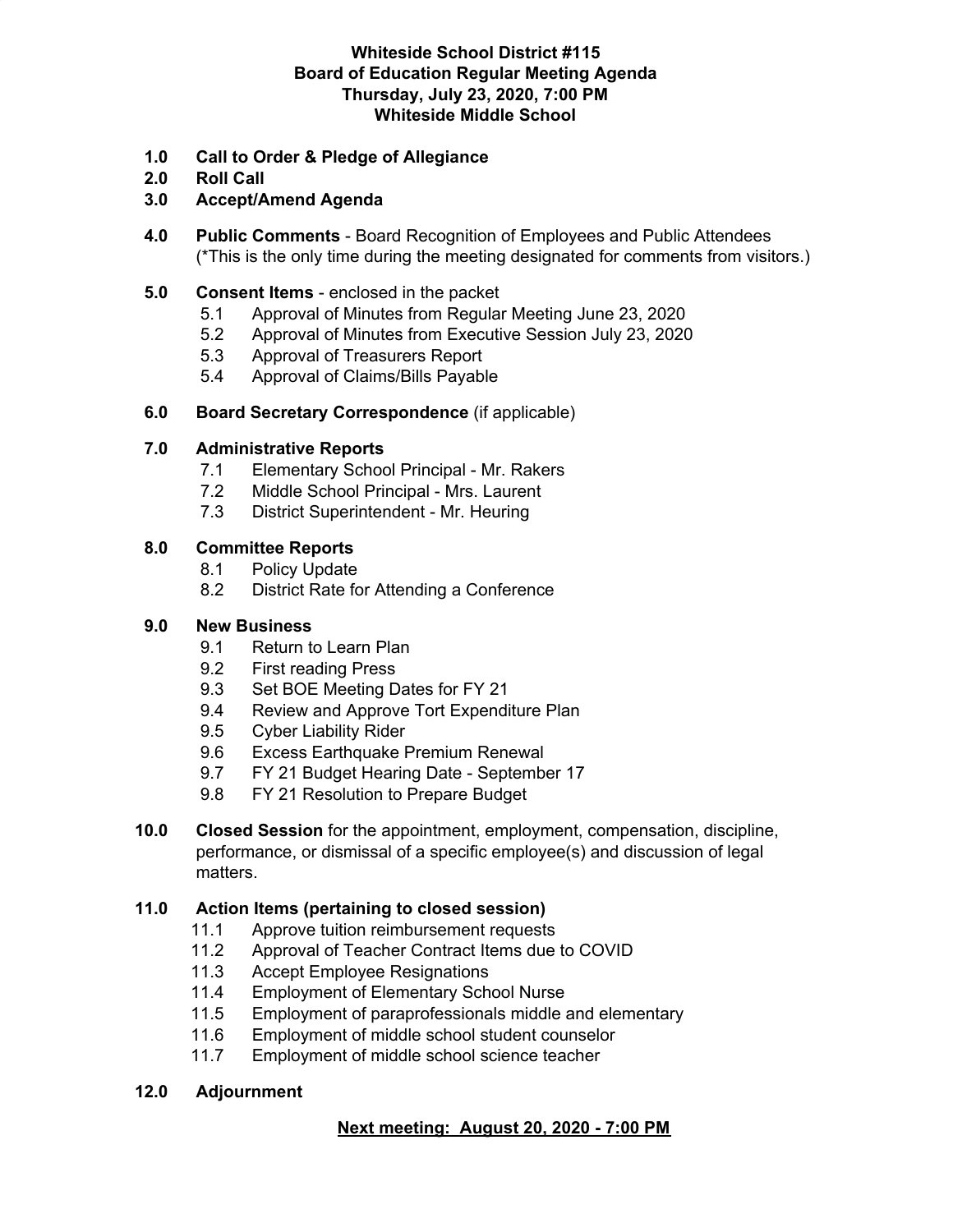**Whiteside School District #115**
**Board of Education Regular Meeting Agenda**
**Thursday, July 23, 2020, 7:00 PM**
**Whiteside Middle School**

**1.0 Call to Order & Pledge of Allegiance**
**2.0 Roll Call**
**3.0 Accept/Amend Agenda**

**4.0 Public Comments** - Board Recognition of Employees and Public Attendees
(*This is the only time during the meeting designated for comments from visitors.)

**5.0 Consent Items** - enclosed in the packet
- 5.1 Approval of Minutes from Regular Meeting June 23, 2020
- 5.2 Approval of Minutes from Executive Session July 23, 2020
- 5.3 Approval of Treasurers Report
- 5.4 Approval of Claims/Bills Payable

**6.0 Board Secretary Correspondence** (if applicable)

**7.0 Administrative Reports**
- 7.1 Elementary School Principal - Mr. Rakers
- 7.2 Middle School Principal - Mrs. Laurent
- 7.3 District Superintendent - Mr. Heuring

**8.0 Committee Reports**
- 8.1 Policy Update
- 8.2 District Rate for Attending a Conference

**9.0 New Business**
- 9.1 Return to Learn Plan
- 9.2 First reading Press
- 9.3 Set BOE Meeting Dates for FY 21
- 9.4 Review and Approve Tort Expenditure Plan
- 9.5 Cyber Liability Rider
- 9.6 Excess Earthquake Premium Renewal
- 9.7 FY 21 Budget Hearing Date - September 17
- 9.8 FY 21 Resolution to Prepare Budget

**10.0 Closed Session** for the appointment, employment, compensation, discipline, performance, or dismissal of a specific employee(s) and discussion of legal matters.

**11.0 Action Items (pertaining to closed session)**
- 11.1 Approve tuition reimbursement requests
- 11.2 Approval of Teacher Contract Items due to COVID
- 11.3 Accept Employee Resignations
- 11.4 Employment of Elementary School Nurse
- 11.5 Employment of paraprofessionals middle and elementary
- 11.6 Employment of middle school student counselor
- 11.7 Employment of middle school science teacher

**12.0 Adjournment**

**Next meeting: August 20, 2020 - 7:00 PM**